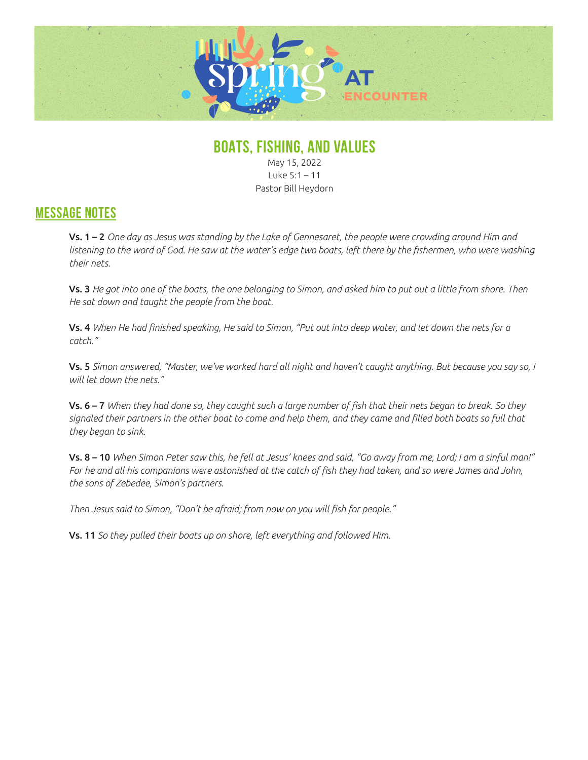# BOATS, FISHING, AND VALUES

May 15, 2022

Luke 5:1 – 11

Pastor Bill Heydorn

## MESSAGE NOTES

**Vs. 1 – 2** *One day as Jesus was standing by the Lake of Gennesaret, the people were crowding around Him and listening to the word of God. He saw at the water's edge two boats, left there by the fishermen, who were washing their nets.*

**Vs. 3** *He got into one of the boats, the one belonging to Simon, and asked him to put out a little from shore. Then He sat down and taught the people from the boat.*

**Vs. 4** *When He had finished speaking, He said to Simon, "Put out into deep water, and let down the nets for a catch."*

**Vs. 5** *Simon answered, "Master, we've worked hard all night and haven't caught anything. But because you say so, I will let down the nets."*

**Vs. 6 – 7** *When they had done so, they caught such a large number of fish that their nets began to break. So they signaled their partners in the other boat to come and help them, and they came and filled both boats so full that they began to sink.*

**Vs. 8 – 10** *When Simon Peter saw this, he fell at Jesus' knees and said, "Go away from me, Lord; I am a sinful man!" For he and all his companions were astonished at the catch of fish they had taken, and so were James and John, the sons of Zebedee, Simon's partners.*

*Then Jesus said to Simon, "Don't be afraid; from now on you will fish for people."*

**Vs. 11** *So they pulled their boats up on shore, left everything and followed Him.*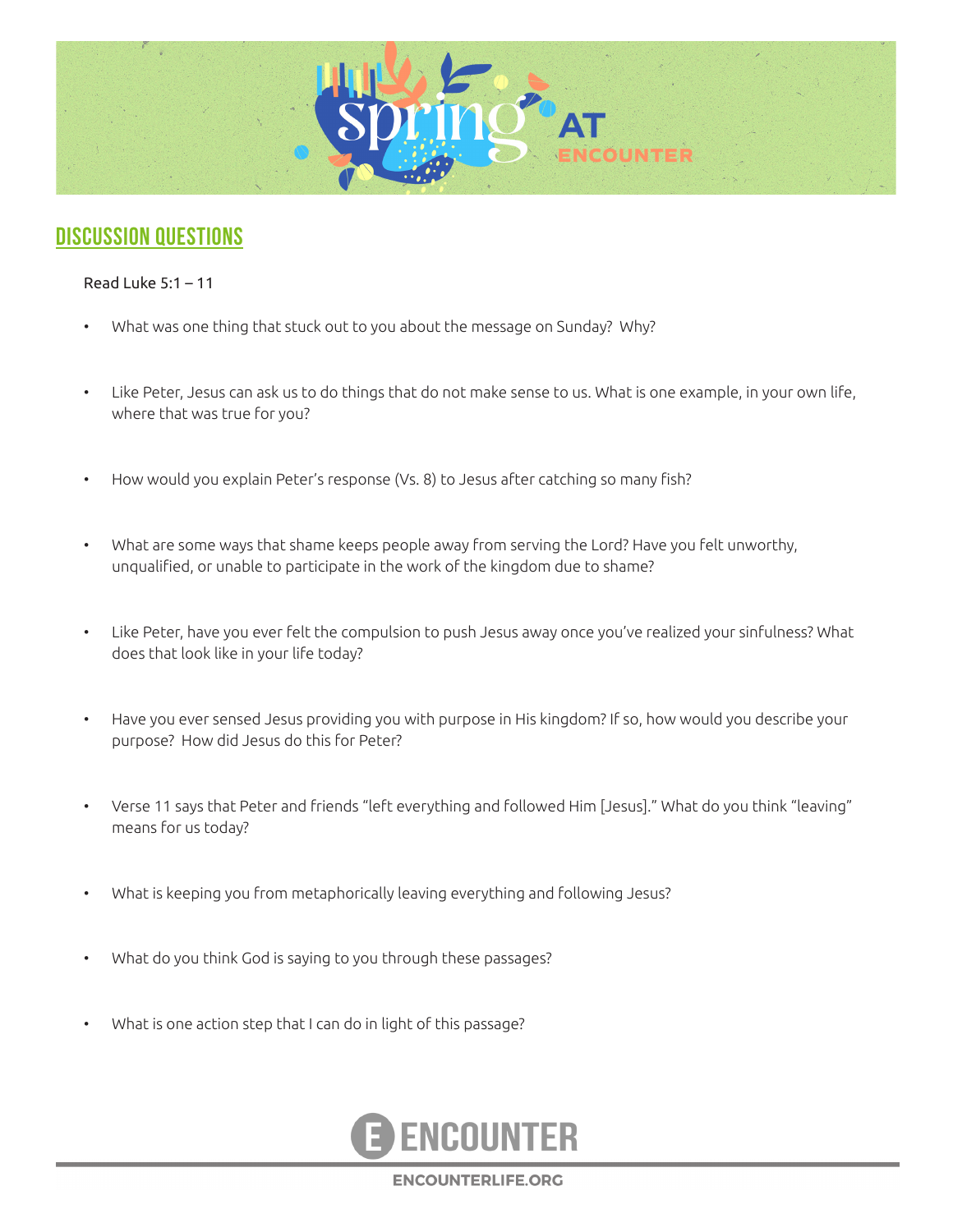## DISCUSSION QUESTIONS

Read Luke 5:1 – 11

- What was one thing that stuck out to you about the message on Sunday? Why?
- Like Peter, Jesus can ask us to do things that do not make sense to us. What is one example, in your own life, where that was true for you?
- How would you explain Peter's response (Vs. 8) to Jesus after catching so many fish?
- What are some ways that shame keeps people away from serving the Lord? Have you felt unworthy, unqualified, or unable to participate in the work of the kingdom due to shame?
- Like Peter, have you ever felt the compulsion to push Jesus away once you've realized your sinfulness? What does that look like in your life today?
- Have you ever sensed Jesus providing you with purpose in His kingdom? If so, how would you describe your purpose? How did Jesus do this for Peter?
- Verse 11 says that Peter and friends "left everything and followed Him [Jesus]." What do you think "leaving" means for us today?
- What is keeping you from metaphorically leaving everything and following Jesus?
- What do you think God is saying to you through these passages?
- What is one action step that I can do in light of this passage?